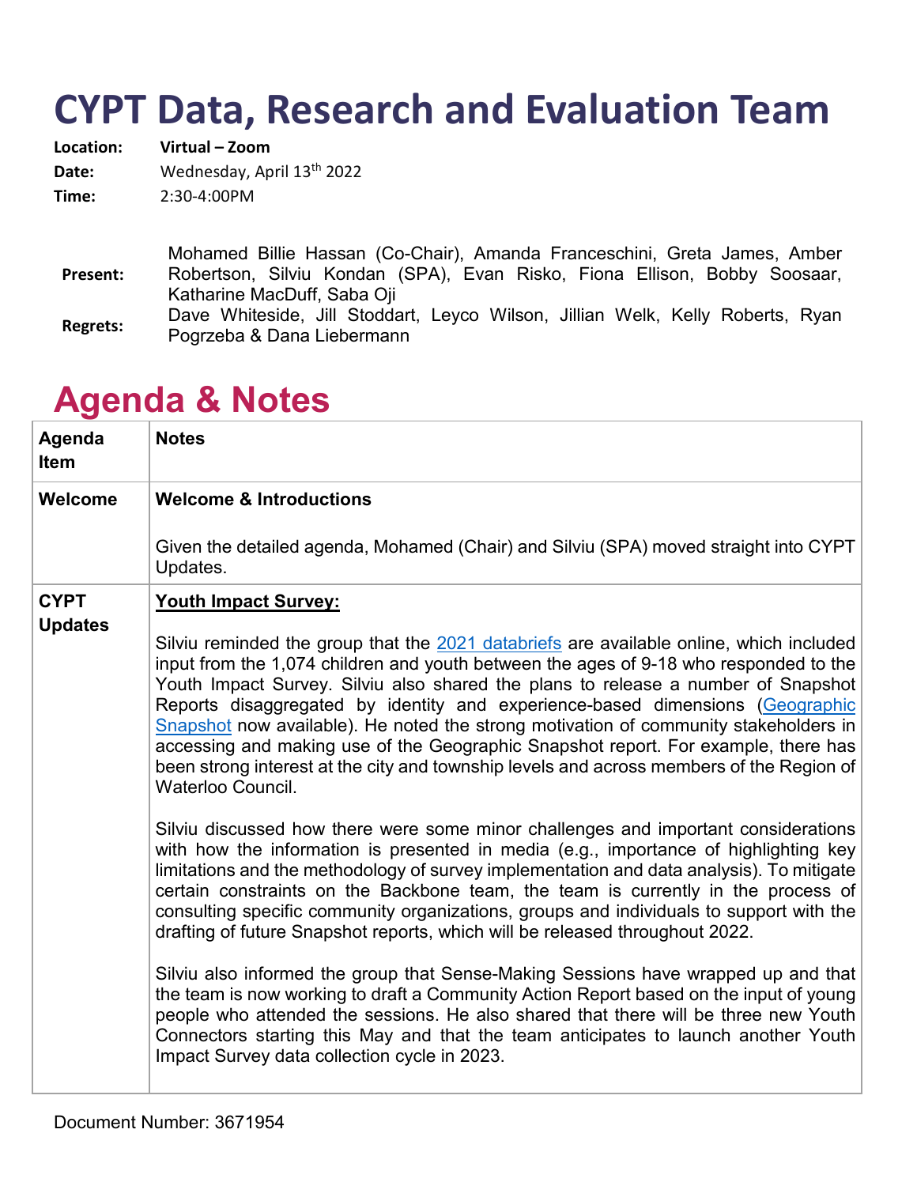# CYPT Data, Research and Evaluation Team

**Location:** **Virtual – Zoom**
**Date:** Wednesday, April 13th 2022
**Time:** 2:30-4:00PM

**Present:** Mohamed Billie Hassan (Co-Chair), Amanda Franceschini, Greta James, Amber Robertson, Silviu Kondan (SPA), Evan Risko, Fiona Ellison, Bobby Soosaar, Katharine MacDuff, Saba Oji

**Regrets:** Dave Whiteside, Jill Stoddart, Leyco Wilson, Jillian Welk, Kelly Roberts, Ryan Pogrzeba & Dana Liebermann

## Agenda & Notes

| Agenda Item | Notes |
|---|---|
| **Welcome** | **Welcome & Introductions**<br><br>Given the detailed agenda, Mohamed (Chair) and Silviu (SPA) moved straight into CYPT Updates. |
| **CYPT Updates** | **Youth Impact Survey:**<br><br>Silviu reminded the group that the 2021 databriefs are available online, which included input from the 1,074 children and youth between the ages of 9-18 who responded to the Youth Impact Survey. Silviu also shared the plans to release a number of Snapshot Reports disaggregated by identity and experience-based dimensions (Geographic Snapshot now available). He noted the strong motivation of community stakeholders in accessing and making use of the Geographic Snapshot report. For example, there has been strong interest at the city and township levels and across members of the Region of Waterloo Council.<br><br>Silviu discussed how there were some minor challenges and important considerations with how the information is presented in media (e.g., importance of highlighting key limitations and the methodology of survey implementation and data analysis). To mitigate certain constraints on the Backbone team, the team is currently in the process of consulting specific community organizations, groups and individuals to support with the drafting of future Snapshot reports, which will be released throughout 2022.<br><br>Silviu also informed the group that Sense-Making Sessions have wrapped up and that the team is now working to draft a Community Action Report based on the input of young people who attended the sessions. He also shared that there will be three new Youth Connectors starting this May and that the team anticipates to launch another Youth Impact Survey data collection cycle in 2023. |

Document Number: 3671954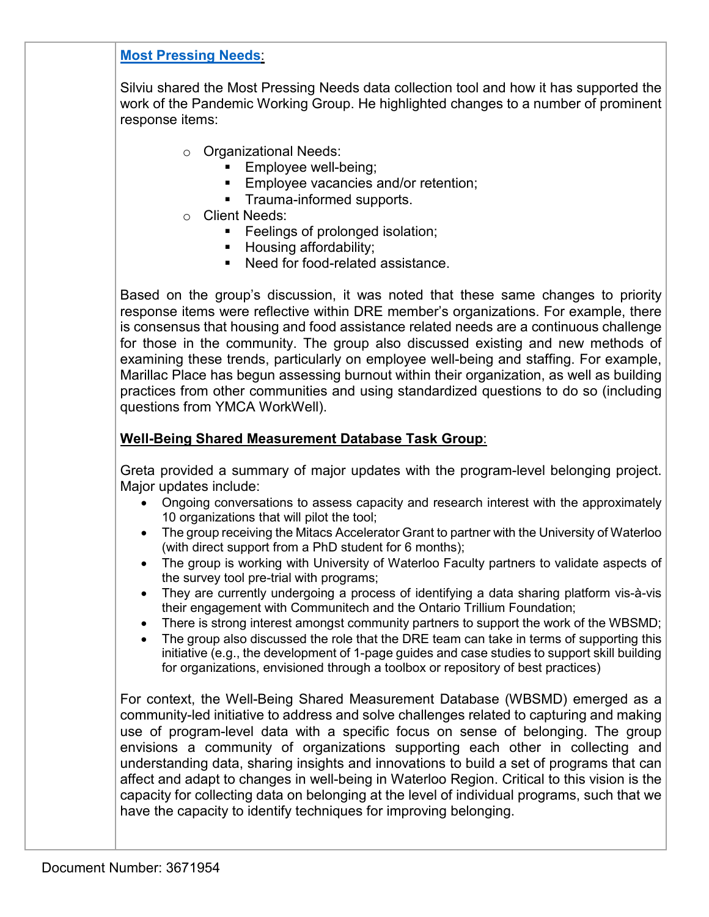**Most Pressing Needs**:

Silviu shared the Most Pressing Needs data collection tool and how it has supported the work of the Pandemic Working Group. He highlighted changes to a number of prominent response items:

- Organizational Needs:
  - Employee well-being;
  - Employee vacancies and/or retention;
  - Trauma-informed supports.
- Client Needs:
  - Feelings of prolonged isolation;
  - Housing affordability;
  - Need for food-related assistance.

Based on the group's discussion, it was noted that these same changes to priority response items were reflective within DRE member's organizations. For example, there is consensus that housing and food assistance related needs are a continuous challenge for those in the community. The group also discussed existing and new methods of examining these trends, particularly on employee well-being and staffing. For example, Marillac Place has begun assessing burnout within their organization, as well as building practices from other communities and using standardized questions to do so (including questions from YMCA WorkWell).

**Well-Being Shared Measurement Database Task Group**:

Greta provided a summary of major updates with the program-level belonging project. Major updates include:

- Ongoing conversations to assess capacity and research interest with the approximately 10 organizations that will pilot the tool;
- The group receiving the Mitacs Accelerator Grant to partner with the University of Waterloo (with direct support from a PhD student for 6 months);
- The group is working with University of Waterloo Faculty partners to validate aspects of the survey tool pre-trial with programs;
- They are currently undergoing a process of identifying a data sharing platform vis-à-vis their engagement with Communitech and the Ontario Trillium Foundation;
- There is strong interest amongst community partners to support the work of the WBSMD;
- The group also discussed the role that the DRE team can take in terms of supporting this initiative (e.g., the development of 1-page guides and case studies to support skill building for organizations, envisioned through a toolbox or repository of best practices)

For context, the Well-Being Shared Measurement Database (WBSMD) emerged as a community-led initiative to address and solve challenges related to capturing and making use of program-level data with a specific focus on sense of belonging. The group envisions a community of organizations supporting each other in collecting and understanding data, sharing insights and innovations to build a set of programs that can affect and adapt to changes in well-being in Waterloo Region. Critical to this vision is the capacity for collecting data on belonging at the level of individual programs, such that we have the capacity to identify techniques for improving belonging.

Document Number: 3671954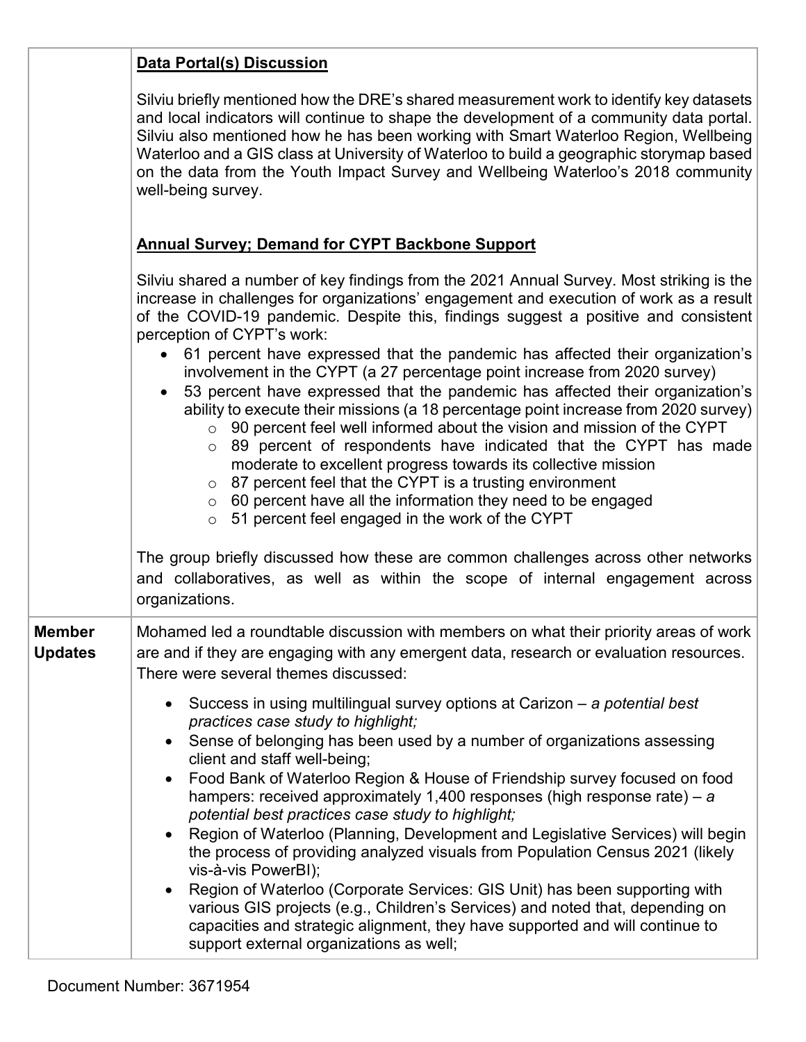| | |
|---|---|
| | **Data Portal(s) Discussion**<br><br>Silviu briefly mentioned how the DRE's shared measurement work to identify key datasets and local indicators will continue to shape the development of a community data portal. Silviu also mentioned how he has been working with Smart Waterloo Region, Wellbeing Waterloo and a GIS class at University of Waterloo to build a geographic storymap based on the data from the Youth Impact Survey and Wellbeing Waterloo's 2018 community well-being survey.<br><br>**Annual Survey; Demand for CYPT Backbone Support**<br><br>Silviu shared a number of key findings from the 2021 Annual Survey. Most striking is the increase in challenges for organizations' engagement and execution of work as a result of the COVID-19 pandemic. Despite this, findings suggest a positive and consistent perception of CYPT's work:<br>• 61 percent have expressed that the pandemic has affected their organization's involvement in the CYPT (a 27 percentage point increase from 2020 survey)<br>• 53 percent have expressed that the pandemic has affected their organization's ability to execute their missions (a 18 percentage point increase from 2020 survey)<br>&nbsp;&nbsp;&nbsp;&nbsp;○ 90 percent feel well informed about the vision and mission of the CYPT<br>&nbsp;&nbsp;&nbsp;&nbsp;○ 89 percent of respondents have indicated that the CYPT has made moderate to excellent progress towards its collective mission<br>&nbsp;&nbsp;&nbsp;&nbsp;○ 87 percent feel that the CYPT is a trusting environment<br>&nbsp;&nbsp;&nbsp;&nbsp;○ 60 percent have all the information they need to be engaged<br>&nbsp;&nbsp;&nbsp;&nbsp;○ 51 percent feel engaged in the work of the CYPT<br><br>The group briefly discussed how these are common challenges across other networks and collaboratives, as well as within the scope of internal engagement across organizations. |
| **Member Updates** | Mohamed led a roundtable discussion with members on what their priority areas of work are and if they are engaging with any emergent data, research or evaluation resources. There were several themes discussed:<br><br>• Success in using multilingual survey options at Carizon – *a potential best practices case study to highlight;*<br>• Sense of belonging has been used by a number of organizations assessing client and staff well-being;<br>• Food Bank of Waterloo Region & House of Friendship survey focused on food hampers: received approximately 1,400 responses (high response rate) – *a potential best practices case study to highlight;*<br>• Region of Waterloo (Planning, Development and Legislative Services) will begin the process of providing analyzed visuals from Population Census 2021 (likely vis-à-vis PowerBI);<br>• Region of Waterloo (Corporate Services: GIS Unit) has been supporting with various GIS projects (e.g., Children's Services) and noted that, depending on capacities and strategic alignment, they have supported and will continue to support external organizations as well; |

Document Number: 3671954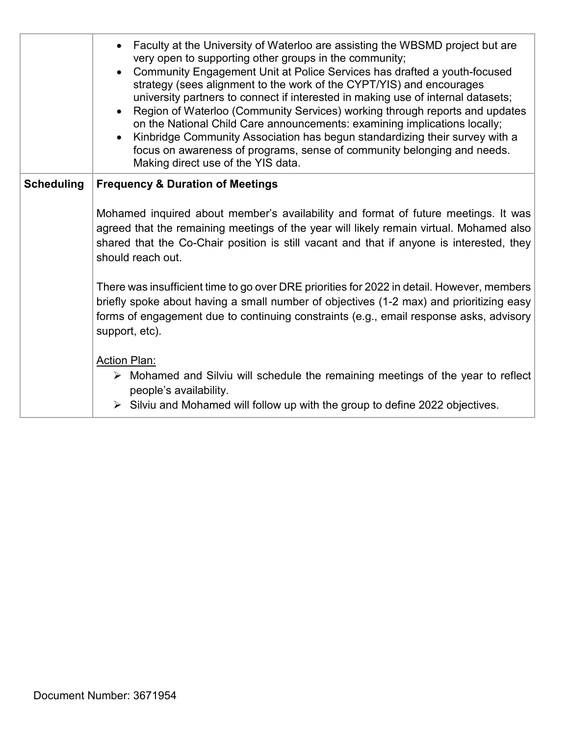| | |
|---|---|
| | • Faculty at the University of Waterloo are assisting the WBSMD project but are very open to supporting other groups in the community;<br>• Community Engagement Unit at Police Services has drafted a youth-focused strategy (sees alignment to the work of the CYPT/YIS) and encourages university partners to connect if interested in making use of internal datasets;<br>• Region of Waterloo (Community Services) working through reports and updates on the National Child Care announcements: examining implications locally;<br>• Kinbridge Community Association has begun standardizing their survey with a focus on awareness of programs, sense of community belonging and needs. Making direct use of the YIS data. |
| **Scheduling** | **Frequency & Duration of Meetings**<br><br>Mohamed inquired about member's availability and format of future meetings. It was agreed that the remaining meetings of the year will likely remain virtual. Mohamed also shared that the Co-Chair position is still vacant and that if anyone is interested, they should reach out.<br><br>There was insufficient time to go over DRE priorities for 2022 in detail. However, members briefly spoke about having a small number of objectives (1-2 max) and prioritizing easy forms of engagement due to continuing constraints (e.g., email response asks, advisory support, etc).<br><br><u>Action Plan:</u><br>➢ Mohamed and Silviu will schedule the remaining meetings of the year to reflect people's availability.<br>➢ Silviu and Mohamed will follow up with the group to define 2022 objectives. |

Document Number: 3671954